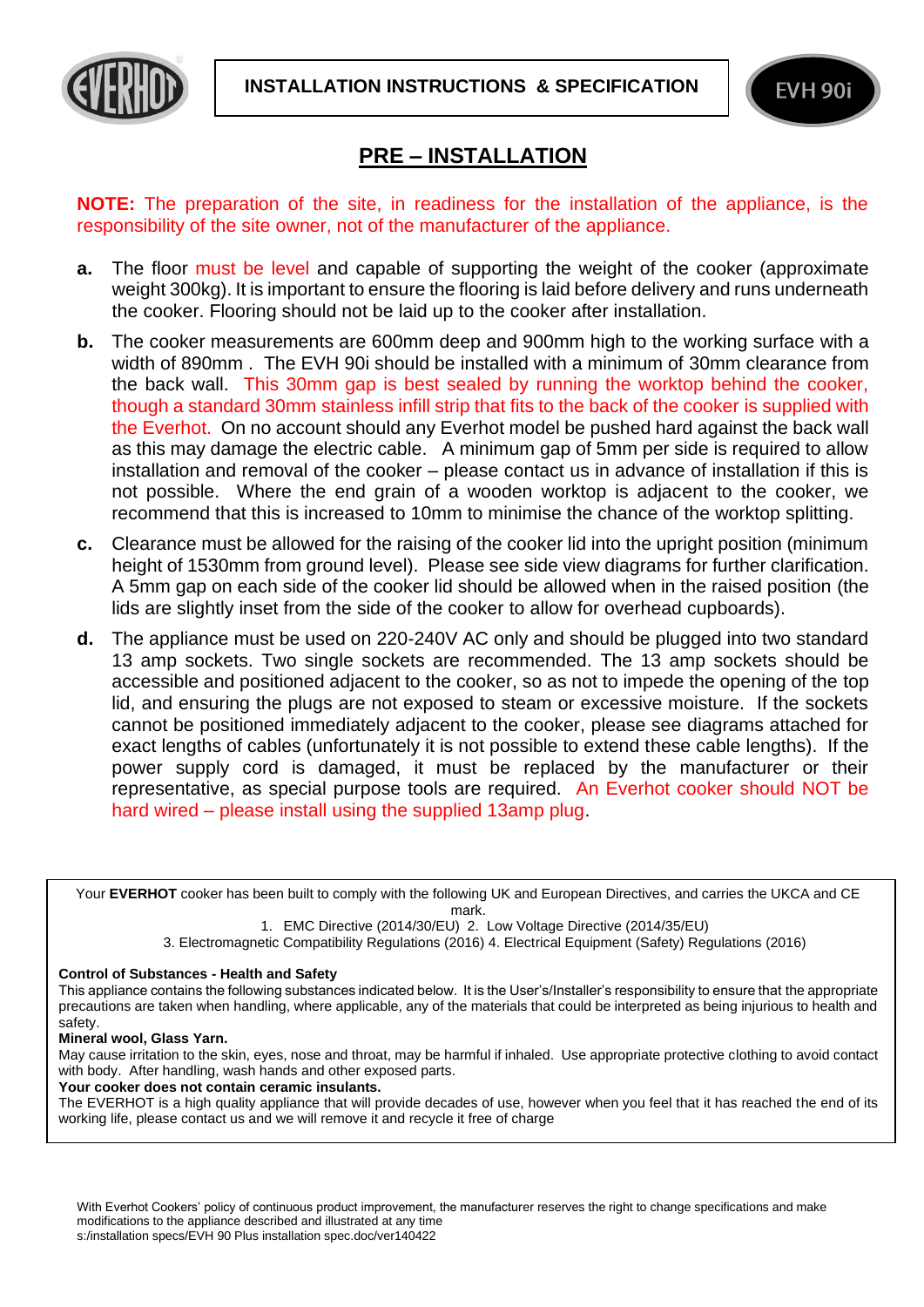# INSTALLATION INSTRUCTIONS & SPECIFICATION

EVH 90i

## PRE – INSTALLATION

**NOTE:** The preparation of the site, in readiness for the installation of the appliance, is the responsibility of the site owner, not of the manufacturer of the appliance.

**a.** The floor must be level and capable of supporting the weight of the cooker (approximate weight 300kg). It is important to ensure the flooring is laid before delivery and runs underneath the cooker. Flooring should not be laid up to the cooker after installation.

**b.** The cooker measurements are 600mm deep and 900mm high to the working surface with a width of 890mm . The EVH 90i should be installed with a minimum of 30mm clearance from the back wall. This 30mm gap is best sealed by running the worktop behind the cooker, though a standard 30mm stainless infill strip that fits to the back of the cooker is supplied with the Everhot. On no account should any Everhot model be pushed hard against the back wall as this may damage the electric cable. A minimum gap of 5mm per side is required to allow installation and removal of the cooker – please contact us in advance of installation if this is not possible. Where the end grain of a wooden worktop is adjacent to the cooker, we recommend that this is increased to 10mm to minimise the chance of the worktop splitting.

**c.** Clearance must be allowed for the raising of the cooker lid into the upright position (minimum height of 1530mm from ground level). Please see side view diagrams for further clarification. A 5mm gap on each side of the cooker lid should be allowed when in the raised position (the lids are slightly inset from the side of the cooker to allow for overhead cupboards).

**d.** The appliance must be used on 220-240V AC only and should be plugged into two standard 13 amp sockets. Two single sockets are recommended. The 13 amp sockets should be accessible and positioned adjacent to the cooker, so as not to impede the opening of the top lid, and ensuring the plugs are not exposed to steam or excessive moisture. If the sockets cannot be positioned immediately adjacent to the cooker, please see diagrams attached for exact lengths of cables (unfortunately it is not possible to extend these cable lengths). If the power supply cord is damaged, it must be replaced by the manufacturer or their representative, as special purpose tools are required. An Everhot cooker should NOT be hard wired – please install using the supplied 13amp plug.

---

Your **EVERHOT** cooker has been built to comply with the following UK and European Directives, and carries the UKCA and CE mark.

1. EMC Directive (2014/30/EU) 2. Low Voltage Directive (2014/35/EU)
3. Electromagnetic Compatibility Regulations (2016) 4. Electrical Equipment (Safety) Regulations (2016)

**Control of Substances - Health and Safety**

This appliance contains the following substances indicated below. It is the User's/Installer's responsibility to ensure that the appropriate precautions are taken when handling, where applicable, any of the materials that could be interpreted as being injurious to health and safety.

**Mineral wool, Glass Yarn.**

May cause irritation to the skin, eyes, nose and throat, may be harmful if inhaled. Use appropriate protective clothing to avoid contact with body. After handling, wash hands and other exposed parts.

**Your cooker does not contain ceramic insulants.**

The EVERHOT is a high quality appliance that will provide decades of use, however when you feel that it has reached the end of its working life, please contact us and we will remove it and recycle it free of charge

---

With Everhot Cookers' policy of continuous product improvement, the manufacturer reserves the right to change specifications and make modifications to the appliance described and illustrated at any time
s:/installation specs/EVH 90 Plus installation spec.doc/ver140422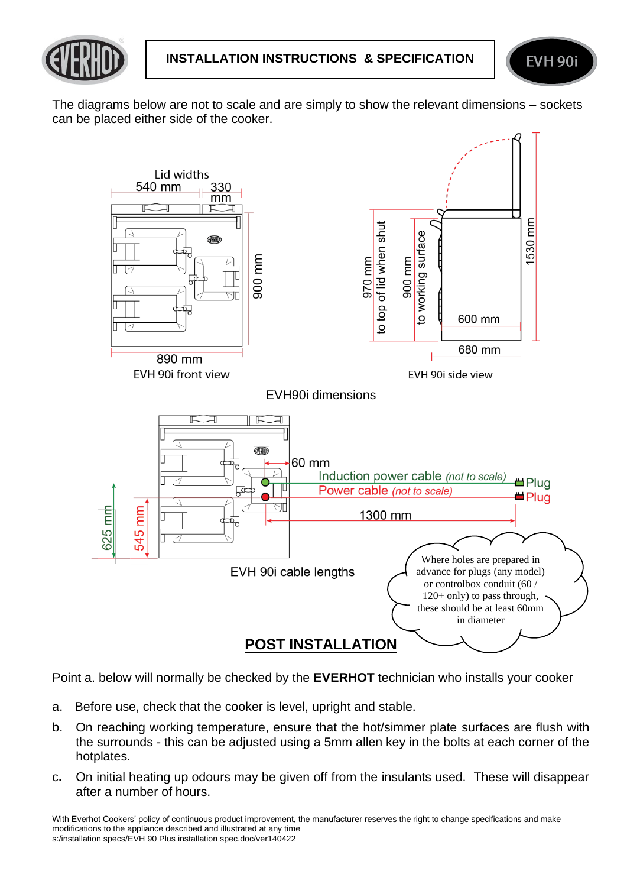INSTALLATION INSTRUCTIONS & SPECIFICATION

EVH 90i

The diagrams below are not to scale and are simply to show the relevant dimensions – sockets can be placed either side of the cooker.

Lid widths
540 mm
330 mm
900 mm
890 mm
EVH 90i front view

970 mm to top of lid when shut
900 mm to working surface
600 mm
680 mm
1530 mm
EVH 90i side view

EVH90i dimensions

60 mm
Induction power cable *(not to scale)*
Plug
Power cable *(not to scale)*
Plug
1300 mm
625 mm
545 mm
EVH 90i cable lengths

Where holes are prepared in advance for plugs (any model) or controlbox conduit (60 / 120+ only) to pass through, these should be at least 60mm in diameter

## POST INSTALLATION

Point a. below will normally be checked by the **EVERHOT** technician who installs your cooker

a. Before use, check that the cooker is level, upright and stable.

b. On reaching working temperature, ensure that the hot/simmer plate surfaces are flush with the surrounds - this can be adjusted using a 5mm allen key in the bolts at each corner of the hotplates.

c. On initial heating up odours may be given off from the insulants used. These will disappear after a number of hours.

With Everhot Cookers' policy of continuous product improvement, the manufacturer reserves the right to change specifications and make modifications to the appliance described and illustrated at any time
s:/installation specs/EVH 90 Plus installation spec.doc/ver140422